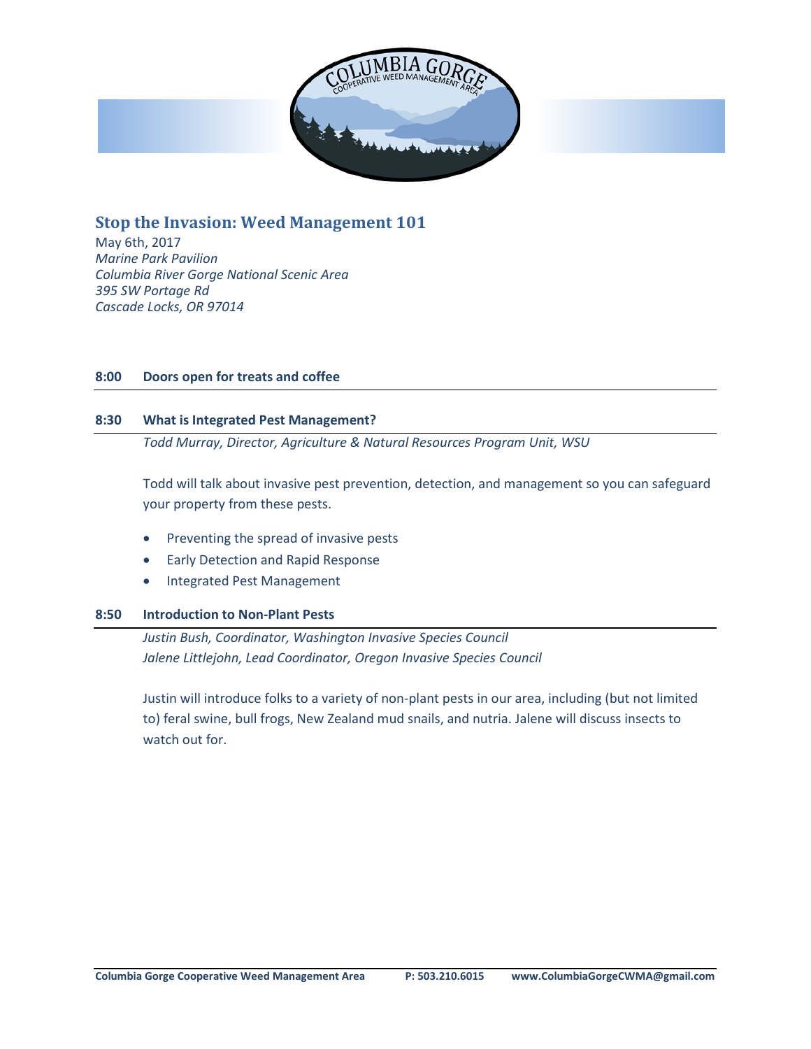## Stop the Invasion: Weed Management 101

May 6th, 2017
*Marine Park Pavilion*
*Columbia River Gorge National Scenic Area*
*395 SW Portage Rd*
*Cascade Locks, OR 97014*

**8:00 Doors open for treats and coffee**

**8:30 What is Integrated Pest Management?**

*Todd Murray, Director, Agriculture & Natural Resources Program Unit, WSU*

Todd will talk about invasive pest prevention, detection, and management so you can safeguard your property from these pests.

- Preventing the spread of invasive pests
- Early Detection and Rapid Response
- Integrated Pest Management

**8:50 Introduction to Non-Plant Pests**

*Justin Bush, Coordinator, Washington Invasive Species Council*
*Jalene Littlejohn, Lead Coordinator, Oregon Invasive Species Council*

Justin will introduce folks to a variety of non-plant pests in our area, including (but not limited to) feral swine, bull frogs, New Zealand mud snails, and nutria. Jalene will discuss insects to watch out for.

**Columbia Gorge Cooperative Weed Management Area** P: 503.210.6015 www.ColumbiaGorgeCWMA@gmail.com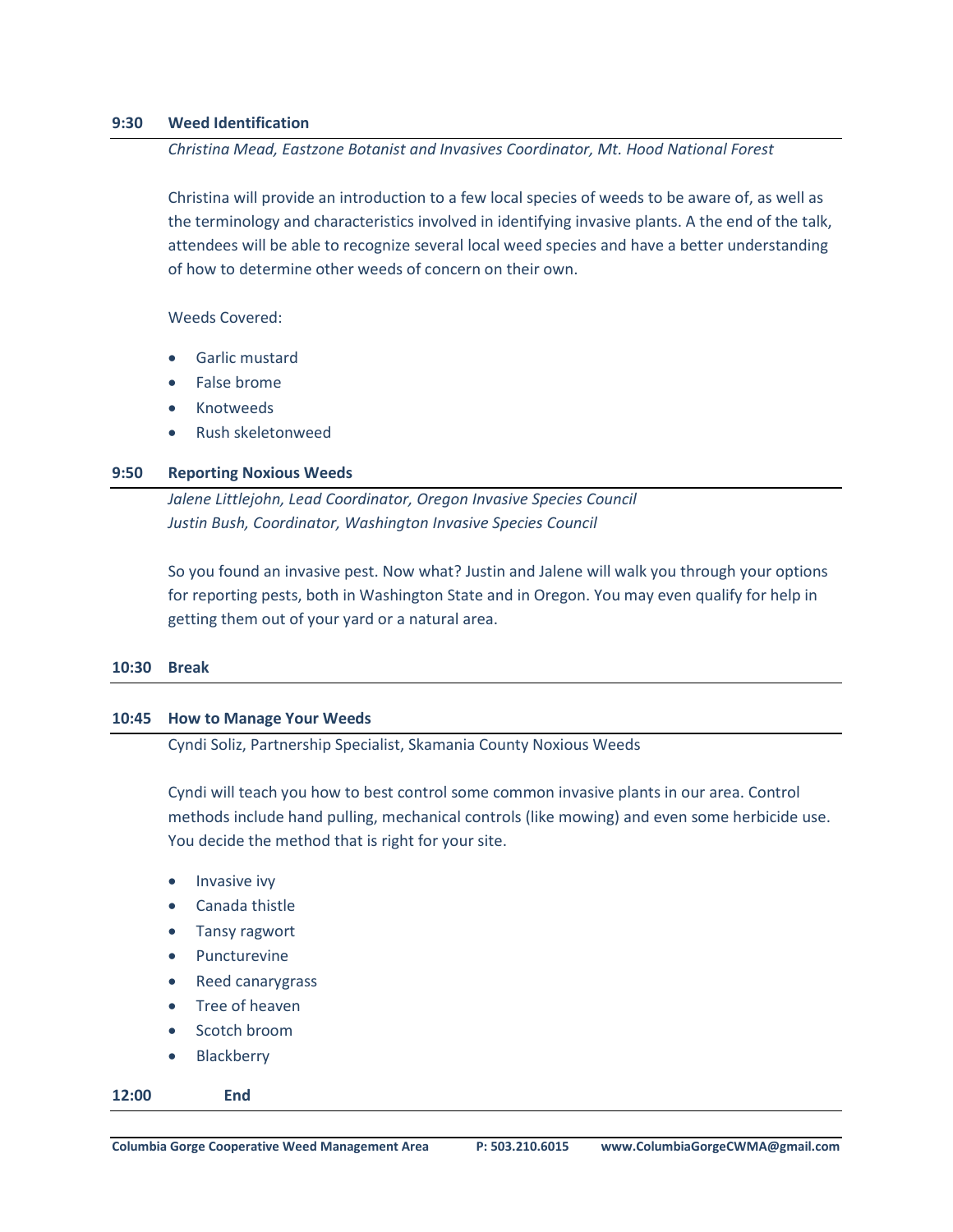**9:30 Weed Identification**

*Christina Mead, Eastzone Botanist and Invasives Coordinator, Mt. Hood National Forest*

Christina will provide an introduction to a few local species of weeds to be aware of, as well as the terminology and characteristics involved in identifying invasive plants. A the end of the talk, attendees will be able to recognize several local weed species and have a better understanding of how to determine other weeds of concern on their own.

Weeds Covered:

- Garlic mustard
- False brome
- Knotweeds
- Rush skeletonweed

**9:50 Reporting Noxious Weeds**

*Jalene Littlejohn, Lead Coordinator, Oregon Invasive Species Council*
*Justin Bush, Coordinator, Washington Invasive Species Council*

So you found an invasive pest. Now what? Justin and Jalene will walk you through your options for reporting pests, both in Washington State and in Oregon. You may even qualify for help in getting them out of your yard or a natural area.

**10:30 Break**

**10:45 How to Manage Your Weeds**

Cyndi Soliz, Partnership Specialist, Skamania County Noxious Weeds

Cyndi will teach you how to best control some common invasive plants in our area. Control methods include hand pulling, mechanical controls (like mowing) and even some herbicide use. You decide the method that is right for your site.

- Invasive ivy
- Canada thistle
- Tansy ragwort
- Puncturevine
- Reed canarygrass
- Tree of heaven
- Scotch broom
- Blackberry

**12:00 End**

**Columbia Gorge Cooperative Weed Management Area P: 503.210.6015 www.ColumbiaGorgeCWMA@gmail.com**